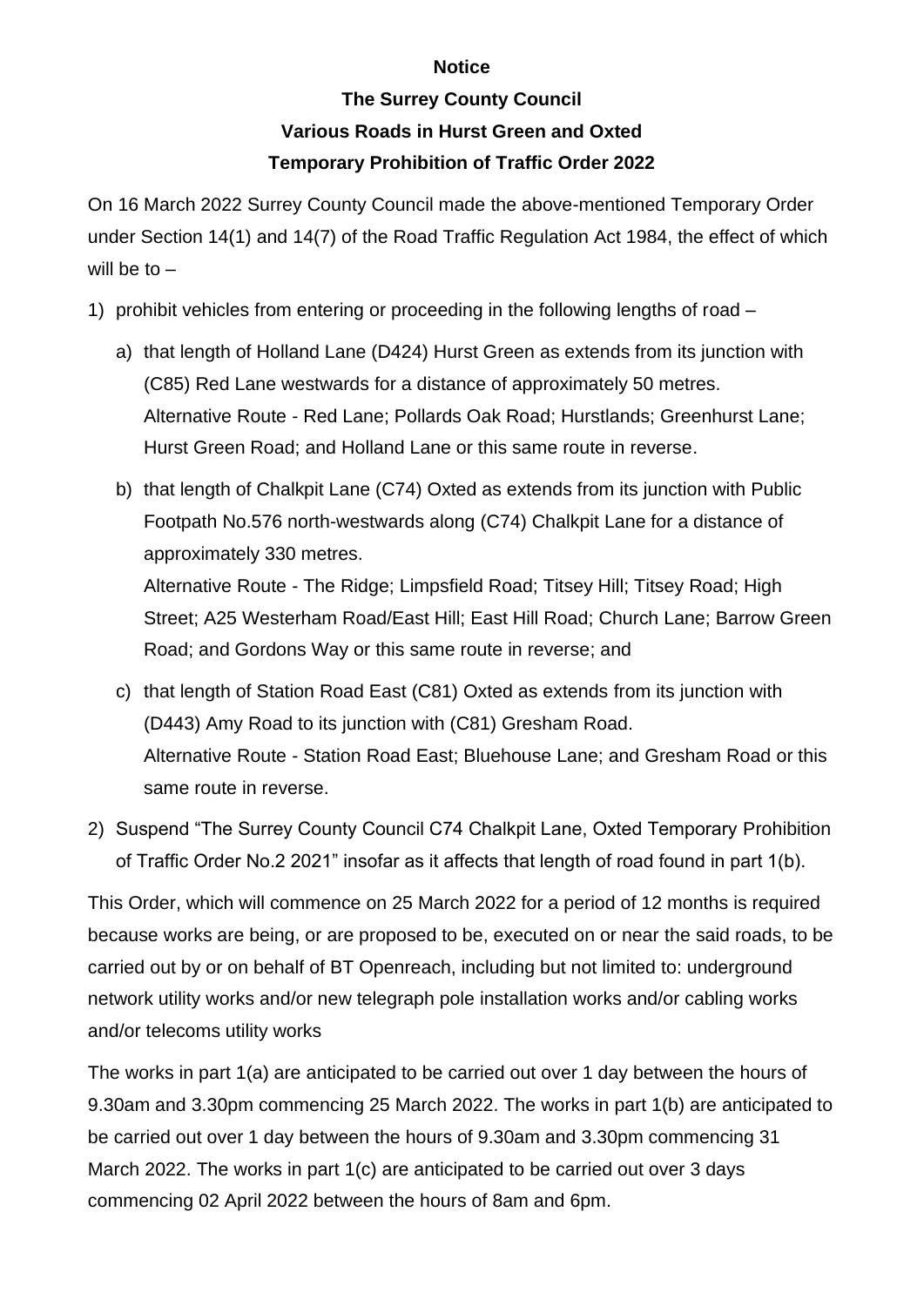**Notice**

**The Surrey County Council**

**Various Roads in Hurst Green and Oxted**

**Temporary Prohibition of Traffic Order 2022**

On 16 March 2022 Surrey County Council made the above-mentioned Temporary Order under Section 14(1) and 14(7) of the Road Traffic Regulation Act 1984, the effect of which will be to –

1) prohibit vehicles from entering or proceeding in the following lengths of road –

   a) that length of Holland Lane (D424) Hurst Green as extends from its junction with (C85) Red Lane westwards for a distance of approximately 50 metres.
   Alternative Route - Red Lane; Pollards Oak Road; Hurstlands; Greenhurst Lane; Hurst Green Road; and Holland Lane or this same route in reverse.

   b) that length of Chalkpit Lane (C74) Oxted as extends from its junction with Public Footpath No.576 north-westwards along (C74) Chalkpit Lane for a distance of approximately 330 metres.
   Alternative Route - The Ridge; Limpsfield Road; Titsey Hill; Titsey Road; High Street; A25 Westerham Road/East Hill; East Hill Road; Church Lane; Barrow Green Road; and Gordons Way or this same route in reverse; and

   c) that length of Station Road East (C81) Oxted as extends from its junction with (D443) Amy Road to its junction with (C81) Gresham Road.
   Alternative Route - Station Road East; Bluehouse Lane; and Gresham Road or this same route in reverse.

2) Suspend "The Surrey County Council C74 Chalkpit Lane, Oxted Temporary Prohibition of Traffic Order No.2 2021" insofar as it affects that length of road found in part 1(b).

This Order, which will commence on 25 March 2022 for a period of 12 months is required because works are being, or are proposed to be, executed on or near the said roads, to be carried out by or on behalf of BT Openreach, including but not limited to: underground network utility works and/or new telegraph pole installation works and/or cabling works and/or telecoms utility works

The works in part 1(a) are anticipated to be carried out over 1 day between the hours of 9.30am and 3.30pm commencing 25 March 2022. The works in part 1(b) are anticipated to be carried out over 1 day between the hours of 9.30am and 3.30pm commencing 31 March 2022. The works in part 1(c) are anticipated to be carried out over 3 days commencing 02 April 2022 between the hours of 8am and 6pm.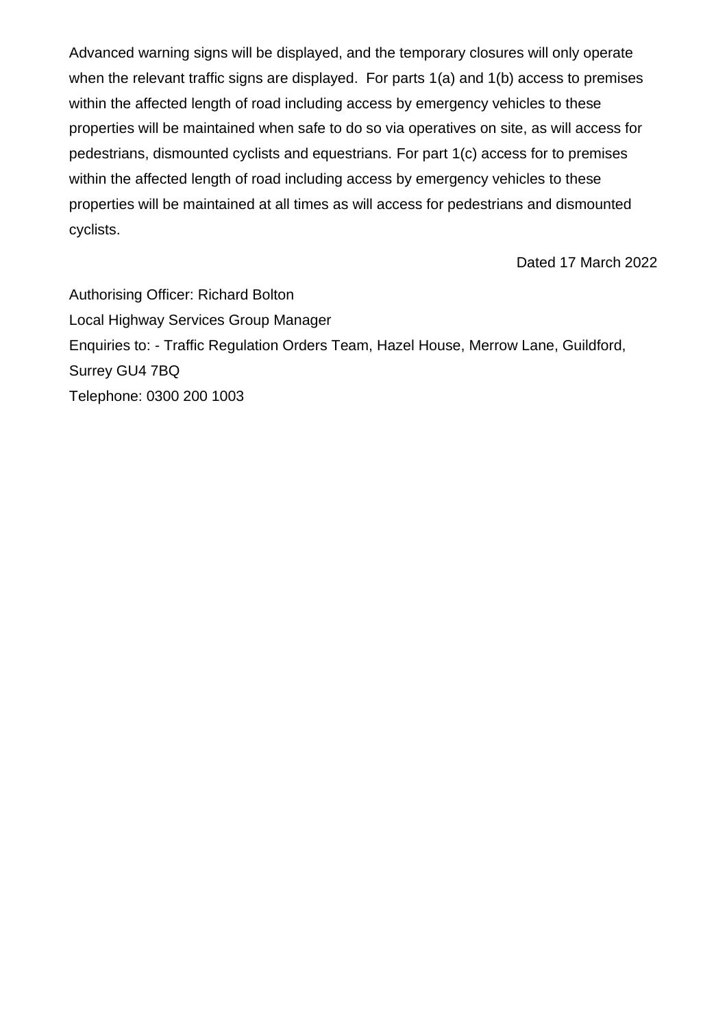Advanced warning signs will be displayed, and the temporary closures will only operate when the relevant traffic signs are displayed.  For parts 1(a) and 1(b) access to premises within the affected length of road including access by emergency vehicles to these properties will be maintained when safe to do so via operatives on site, as will access for pedestrians, dismounted cyclists and equestrians. For part 1(c) access for to premises within the affected length of road including access by emergency vehicles to these properties will be maintained at all times as will access for pedestrians and dismounted cyclists.

Dated 17 March 2022

Authorising Officer: Richard Bolton

Local Highway Services Group Manager

Enquiries to: - Traffic Regulation Orders Team, Hazel House, Merrow Lane, Guildford, Surrey GU4 7BQ

Telephone: 0300 200 1003